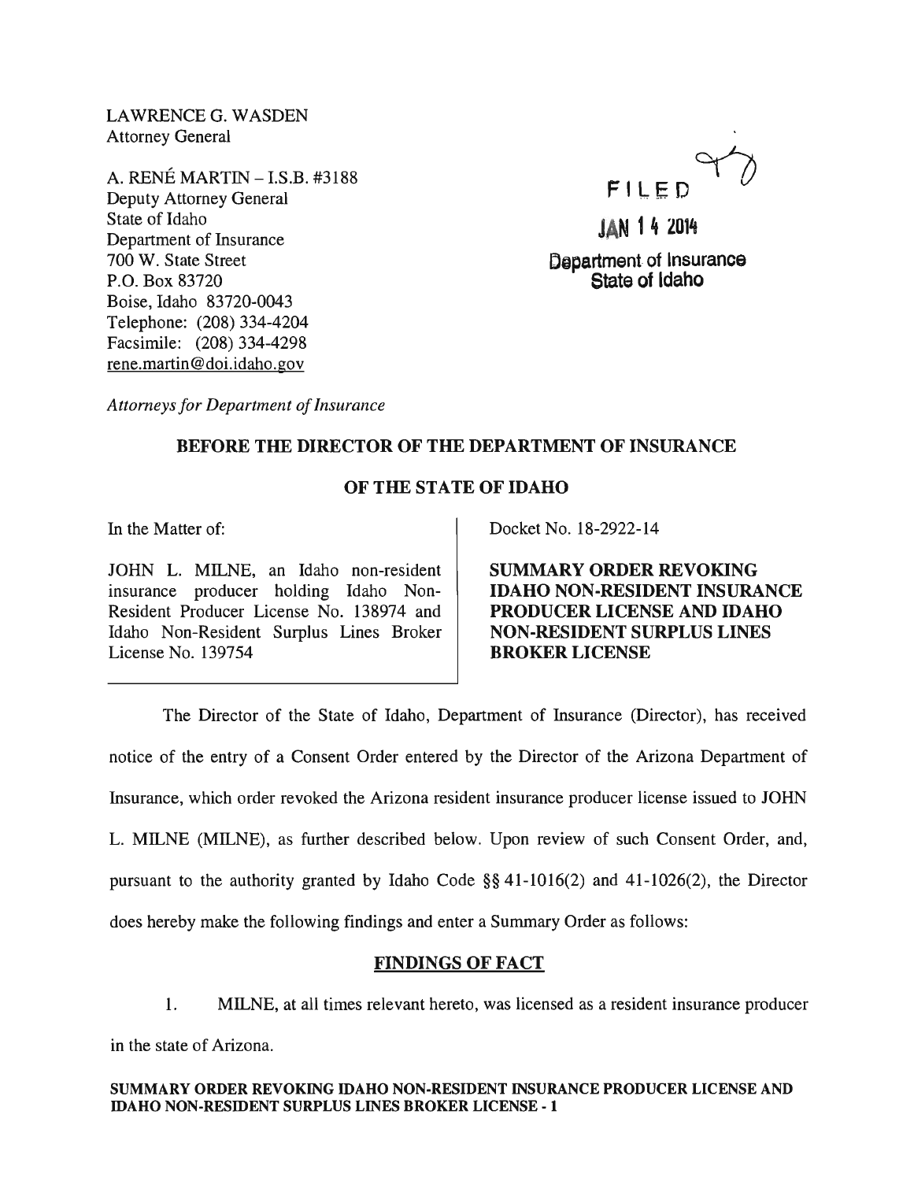LAWRENCE G. WASDEN
Attorney General

A. RENÉ MARTIN – I.S.B. #3188
Deputy Attorney General
State of Idaho
Department of Insurance
700 W. State Street
P.O. Box 83720
Boise, Idaho 83720-0043
Telephone: (208) 334-4204
Facsimile: (208) 334-4298
rene.martin@doi.idaho.gov

FILED

JAN 14 2014

Department of Insurance
State of Idaho

*Attorneys for Department of Insurance*

**BEFORE THE DIRECTOR OF THE DEPARTMENT OF INSURANCE**

**OF THE STATE OF IDAHO**

| In the Matter of: | Docket No. 18-2922-14 |
| --- | --- |
| JOHN L. MILNE, an Idaho non-resident insurance producer holding Idaho Non-Resident Producer License No. 138974 and Idaho Non-Resident Surplus Lines Broker License No. 139754 | **SUMMARY ORDER REVOKING IDAHO NON-RESIDENT INSURANCE PRODUCER LICENSE AND IDAHO NON-RESIDENT SURPLUS LINES BROKER LICENSE** |

The Director of the State of Idaho, Department of Insurance (Director), has received notice of the entry of a Consent Order entered by the Director of the Arizona Department of Insurance, which order revoked the Arizona resident insurance producer license issued to JOHN L. MILNE (MILNE), as further described below. Upon review of such Consent Order, and, pursuant to the authority granted by Idaho Code §§ 41-1016(2) and 41-1026(2), the Director does hereby make the following findings and enter a Summary Order as follows:

## FINDINGS OF FACT

1. MILNE, at all times relevant hereto, was licensed as a resident insurance producer in the state of Arizona.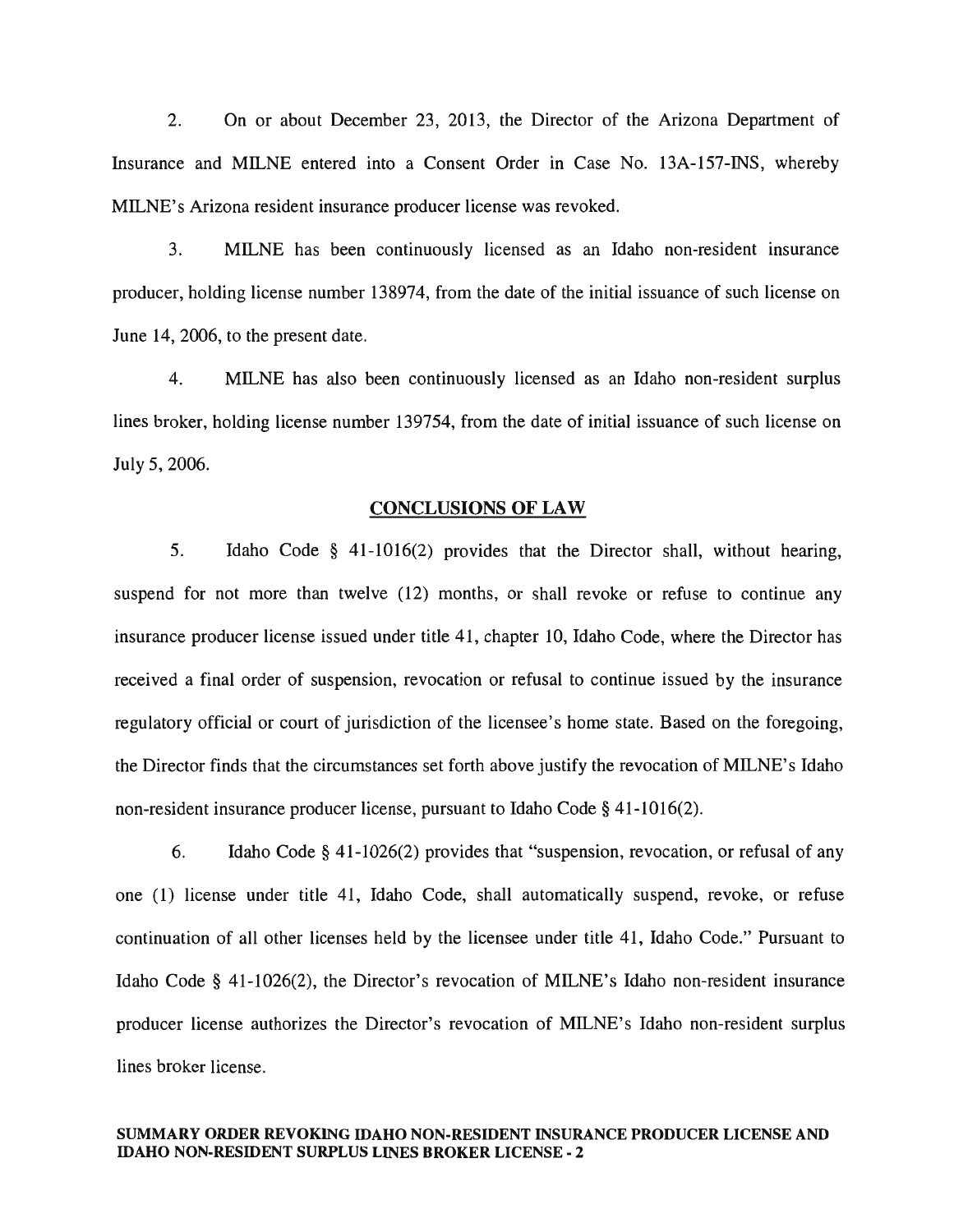2. On or about December 23, 2013, the Director of the Arizona Department of Insurance and MILNE entered into a Consent Order in Case No. 13A-157-INS, whereby MILNE's Arizona resident insurance producer license was revoked.

3. MILNE has been continuously licensed as an Idaho non-resident insurance producer, holding license number 138974, from the date of the initial issuance of such license on June 14, 2006, to the present date.

4. MILNE has also been continuously licensed as an Idaho non-resident surplus lines broker, holding license number 139754, from the date of initial issuance of such license on July 5, 2006.

## CONCLUSIONS OF LAW

5. Idaho Code § 41-1016(2) provides that the Director shall, without hearing, suspend for not more than twelve (12) months, or shall revoke or refuse to continue any insurance producer license issued under title 41, chapter 10, Idaho Code, where the Director has received a final order of suspension, revocation or refusal to continue issued by the insurance regulatory official or court of jurisdiction of the licensee's home state. Based on the foregoing, the Director finds that the circumstances set forth above justify the revocation of MILNE's Idaho non-resident insurance producer license, pursuant to Idaho Code § 41-1016(2).

6. Idaho Code § 41-1026(2) provides that "suspension, revocation, or refusal of any one (1) license under title 41, Idaho Code, shall automatically suspend, revoke, or refuse continuation of all other licenses held by the licensee under title 41, Idaho Code." Pursuant to Idaho Code § 41-1026(2), the Director's revocation of MILNE's Idaho non-resident insurance producer license authorizes the Director's revocation of MILNE's Idaho non-resident surplus lines broker license.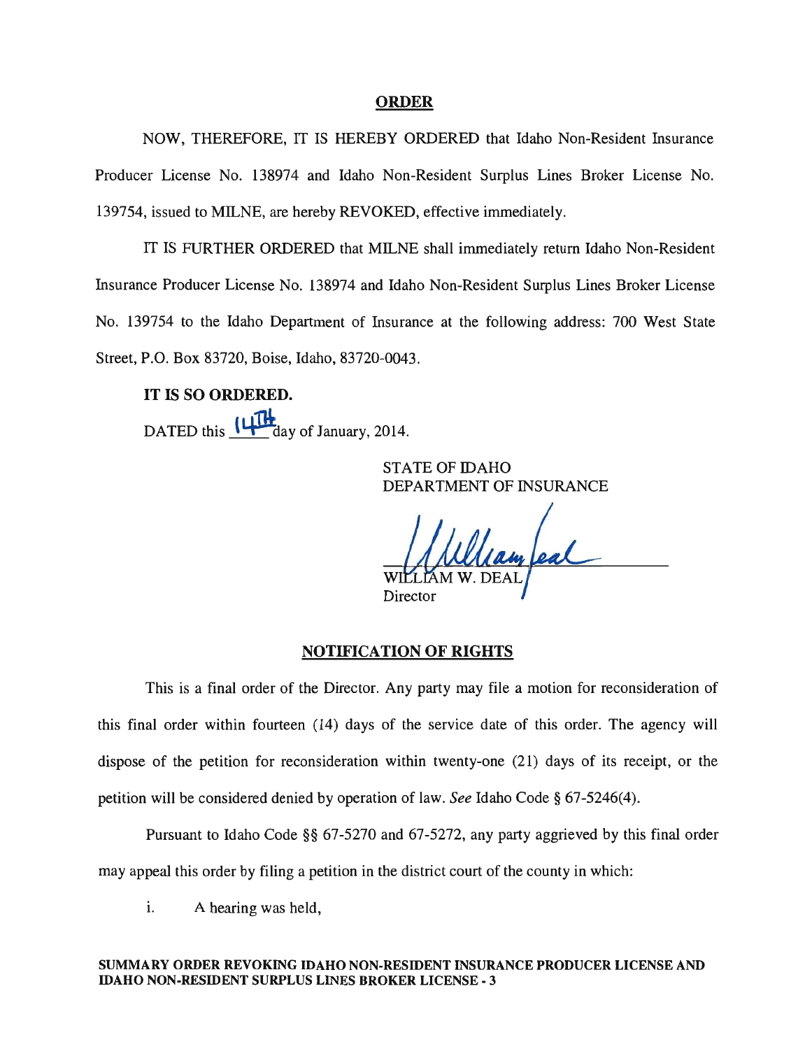## ORDER

NOW, THEREFORE, IT IS HEREBY ORDERED that Idaho Non-Resident Insurance Producer License No. 138974 and Idaho Non-Resident Surplus Lines Broker License No. 139754, issued to MILNE, are hereby REVOKED, effective immediately.

IT IS FURTHER ORDERED that MILNE shall immediately return Idaho Non-Resident Insurance Producer License No. 138974 and Idaho Non-Resident Surplus Lines Broker License No. 139754 to the Idaho Department of Insurance at the following address: 700 West State Street, P.O. Box 83720, Boise, Idaho, 83720-0043.

**IT IS SO ORDERED.**

DATED this 14TH day of January, 2014.

STATE OF IDAHO
DEPARTMENT OF INSURANCE

William Deal
WILLIAM W. DEAL
Director

## NOTIFICATION OF RIGHTS

This is a final order of the Director. Any party may file a motion for reconsideration of this final order within fourteen (14) days of the service date of this order. The agency will dispose of the petition for reconsideration within twenty-one (21) days of its receipt, or the petition will be considered denied by operation of law. *See* Idaho Code § 67-5246(4).

Pursuant to Idaho Code §§ 67-5270 and 67-5272, any party aggrieved by this final order may appeal this order by filing a petition in the district court of the county in which:

i. A hearing was held,

**SUMMARY ORDER REVOKING IDAHO NON-RESIDENT INSURANCE PRODUCER LICENSE AND IDAHO NON-RESIDENT SURPLUS LINES BROKER LICENSE - 3**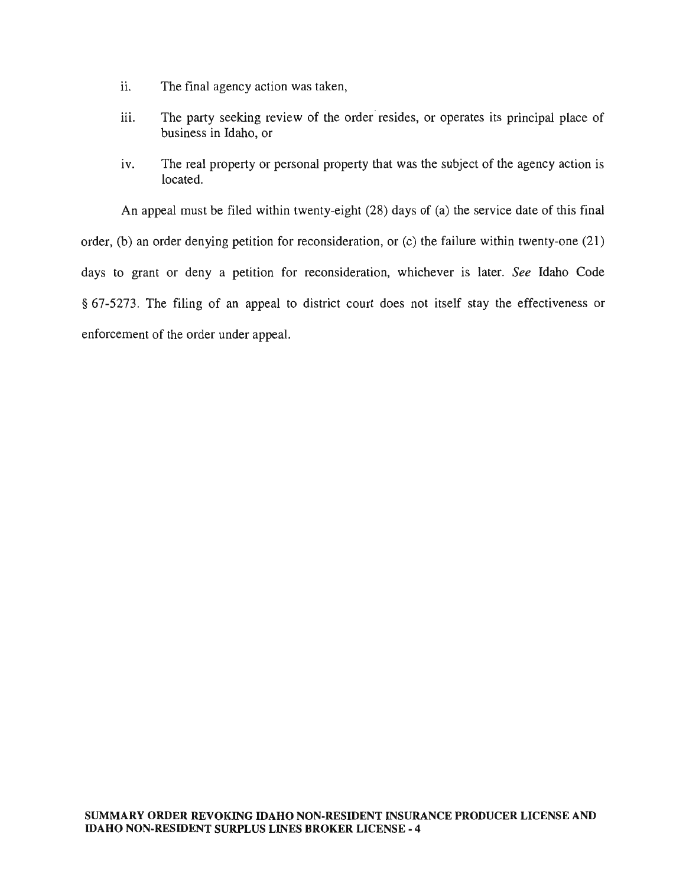ii. The final agency action was taken,

iii. The party seeking review of the order resides, or operates its principal place of business in Idaho, or

iv. The real property or personal property that was the subject of the agency action is located.

An appeal must be filed within twenty-eight (28) days of (a) the service date of this final order, (b) an order denying petition for reconsideration, or (c) the failure within twenty-one (21) days to grant or deny a petition for reconsideration, whichever is later. *See* Idaho Code § 67-5273. The filing of an appeal to district court does not itself stay the effectiveness or enforcement of the order under appeal.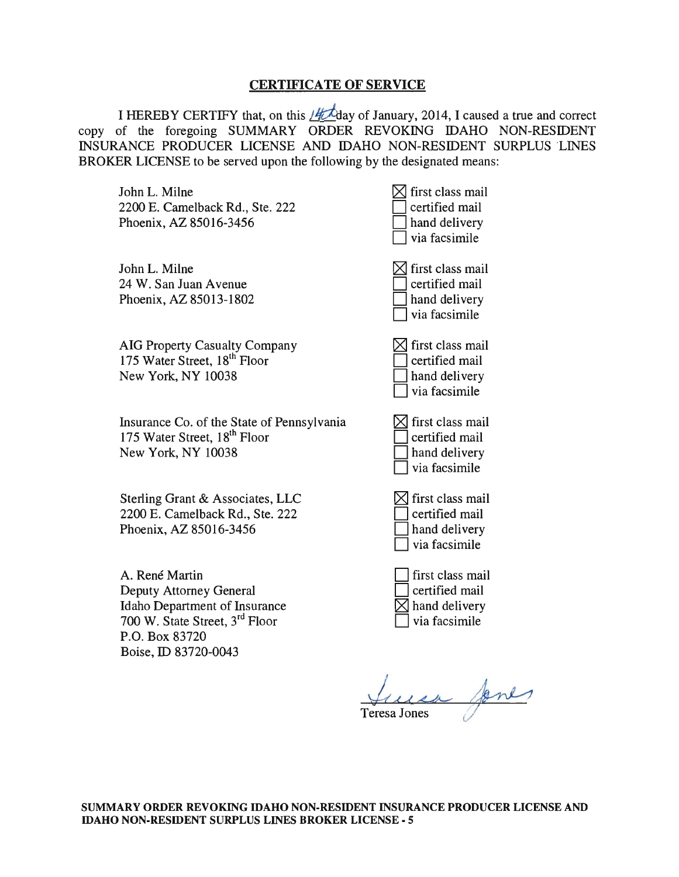## CERTIFICATE OF SERVICE

I HEREBY CERTIFY that, on this 14th day of January, 2014, I caused a true and correct copy of the foregoing SUMMARY ORDER REVOKING IDAHO NON-RESIDENT INSURANCE PRODUCER LICENSE AND IDAHO NON-RESIDENT SURPLUS LINES BROKER LICENSE to be served upon the following by the designated means:

| | |
|---|---|
| John L. Milne<br>2200 E. Camelback Rd., Ste. 222<br>Phoenix, AZ 85016-3456 | ☒ first class mail<br>☐ certified mail<br>☐ hand delivery<br>☐ via facsimile |
| John L. Milne<br>24 W. San Juan Avenue<br>Phoenix, AZ 85013-1802 | ☒ first class mail<br>☐ certified mail<br>☐ hand delivery<br>☐ via facsimile |
| AIG Property Casualty Company<br>175 Water Street, 18th Floor<br>New York, NY 10038 | ☒ first class mail<br>☐ certified mail<br>☐ hand delivery<br>☐ via facsimile |
| Insurance Co. of the State of Pennsylvania<br>175 Water Street, 18th Floor<br>New York, NY 10038 | ☒ first class mail<br>☐ certified mail<br>☐ hand delivery<br>☐ via facsimile |
| Sterling Grant & Associates, LLC<br>2200 E. Camelback Rd., Ste. 222<br>Phoenix, AZ 85016-3456 | ☒ first class mail<br>☐ certified mail<br>☐ hand delivery<br>☐ via facsimile |
| A. René Martin<br>Deputy Attorney General<br>Idaho Department of Insurance<br>700 W. State Street, 3rd Floor<br>P.O. Box 83720<br>Boise, ID 83720-0043 | ☐ first class mail<br>☐ certified mail<br>☒ hand delivery<br>☐ via facsimile |

Teresa Jones

Teresa Jones